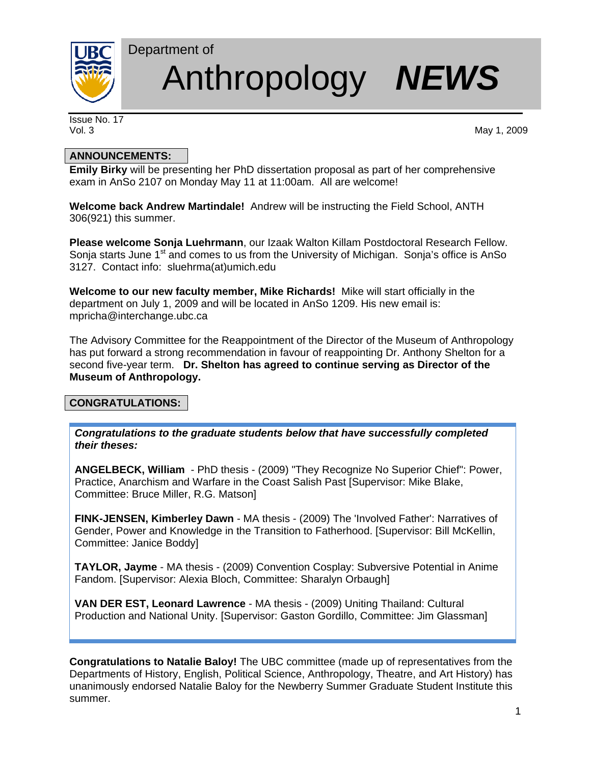Department of

# Anthropology ***NEWS***

Issue No. 17
Vol. 3

May 1, 2009

## ANNOUNCEMENTS:

**Emily Birky** will be presenting her PhD dissertation proposal as part of her comprehensive exam in AnSo 2107 on Monday May 11 at 11:00am. All are welcome!

**Welcome back Andrew Martindale!** Andrew will be instructing the Field School, ANTH 306(921) this summer.

**Please welcome Sonja Luehrmann**, our Izaak Walton Killam Postdoctoral Research Fellow. Sonja starts June 1st and comes to us from the University of Michigan. Sonja's office is AnSo 3127. Contact info: sluehrma(at)umich.edu

**Welcome to our new faculty member, Mike Richards!** Mike will start officially in the department on July 1, 2009 and will be located in AnSo 1209. His new email is: mpricha@interchange.ubc.ca

The Advisory Committee for the Reappointment of the Director of the Museum of Anthropology has put forward a strong recommendation in favour of reappointing Dr. Anthony Shelton for a second five-year term. **Dr. Shelton has agreed to continue serving as Director of the Museum of Anthropology.**

## CONGRATULATIONS:

***Congratulations to the graduate students below that have successfully completed their theses:***

**ANGELBECK, William** - PhD thesis - (2009) "They Recognize No Superior Chief": Power, Practice, Anarchism and Warfare in the Coast Salish Past [Supervisor: Mike Blake, Committee: Bruce Miller, R.G. Matson]

**FINK-JENSEN, Kimberley Dawn** - MA thesis - (2009) The 'Involved Father': Narratives of Gender, Power and Knowledge in the Transition to Fatherhood. [Supervisor: Bill McKellin, Committee: Janice Boddy]

**TAYLOR, Jayme** - MA thesis - (2009) Convention Cosplay: Subversive Potential in Anime Fandom. [Supervisor: Alexia Bloch, Committee: Sharalyn Orbaugh]

**VAN DER EST, Leonard Lawrence** - MA thesis - (2009) Uniting Thailand: Cultural Production and National Unity. [Supervisor: Gaston Gordillo, Committee: Jim Glassman]

**Congratulations to Natalie Baloy!** The UBC committee (made up of representatives from the Departments of History, English, Political Science, Anthropology, Theatre, and Art History) has unanimously endorsed Natalie Baloy for the Newberry Summer Graduate Student Institute this summer.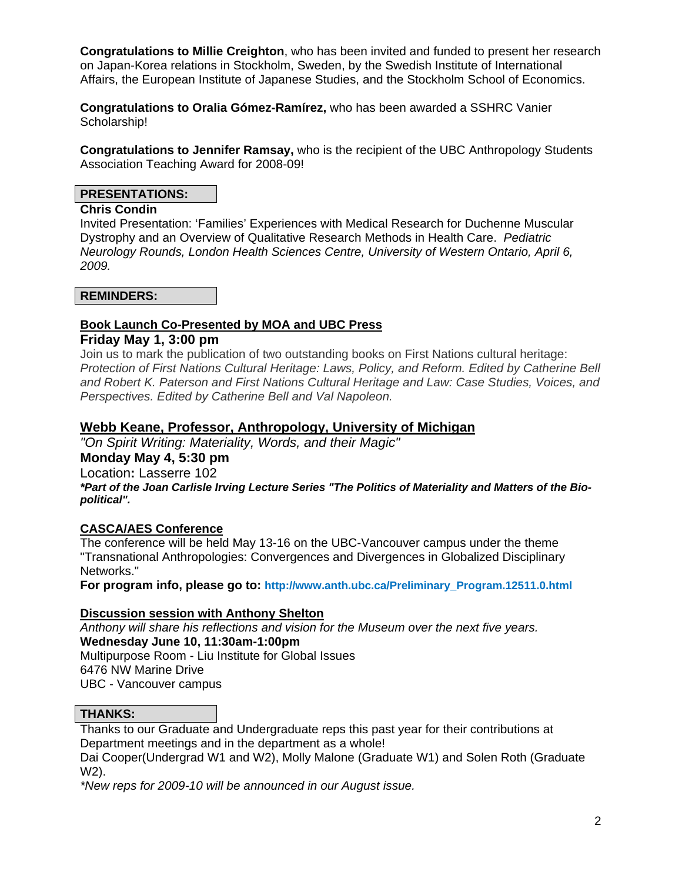**Congratulations to Millie Creighton**, who has been invited and funded to present her research on Japan-Korea relations in Stockholm, Sweden, by the Swedish Institute of International Affairs, the European Institute of Japanese Studies, and the Stockholm School of Economics.

**Congratulations to Oralia Gómez-Ramírez,** who has been awarded a SSHRC Vanier Scholarship!

**Congratulations to Jennifer Ramsay,** who is the recipient of the UBC Anthropology Students Association Teaching Award for 2008-09!

## PRESENTATIONS:

**Chris Condin**

Invited Presentation: 'Families' Experiences with Medical Research for Duchenne Muscular Dystrophy and an Overview of Qualitative Research Methods in Health Care. *Pediatric Neurology Rounds, London Health Sciences Centre, University of Western Ontario, April 6, 2009.*

## REMINDERS:

### Book Launch Co-Presented by MOA and UBC Press

**Friday May 1, 3:00 pm**

Join us to mark the publication of two outstanding books on First Nations cultural heritage: *Protection of First Nations Cultural Heritage: Laws, Policy, and Reform. Edited by Catherine Bell and Robert K. Paterson and First Nations Cultural Heritage and Law: Case Studies, Voices, and Perspectives. Edited by Catherine Bell and Val Napoleon.*

### Webb Keane, Professor, Anthropology, University of Michigan

*"On Spirit Writing: Materiality, Words, and their Magic"*

**Monday May 4, 5:30 pm**

Location**:** Lasserre 102

***Part of the Joan Carlisle Irving Lecture Series "The Politics of Materiality and Matters of the Bio-political".***

### CASCA/AES Conference

The conference will be held May 13-16 on the UBC-Vancouver campus under the theme "Transnational Anthropologies: Convergences and Divergences in Globalized Disciplinary Networks."

**For program info, please go to: http://www.anth.ubc.ca/Preliminary_Program.12511.0.html**

### Discussion session with Anthony Shelton

*Anthony will share his reflections and vision for the Museum over the next five years.*

**Wednesday June 10, 11:30am-1:00pm**

Multipurpose Room - Liu Institute for Global Issues
6476 NW Marine Drive
UBC - Vancouver campus

## THANKS:

Thanks to our Graduate and Undergraduate reps this past year for their contributions at Department meetings and in the department as a whole!

Dai Cooper(Undergrad W1 and W2), Molly Malone (Graduate W1) and Solen Roth (Graduate W2).

*\*New reps for 2009-10 will be announced in our August issue.*